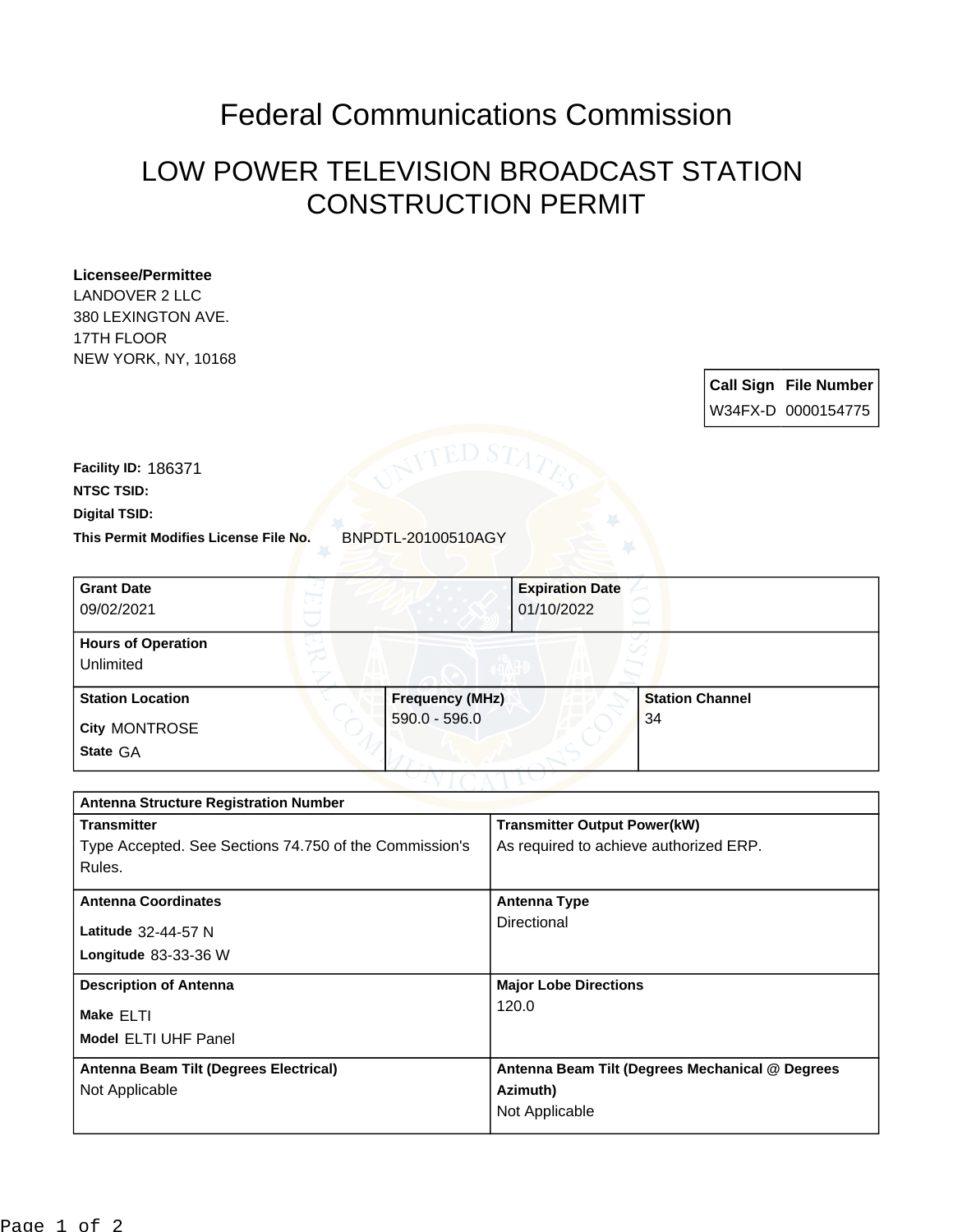# Federal Communications Commission

## LOW POWER TELEVISION BROADCAST STATION CONSTRUCTION PERMIT

**Licensee/Permittee**
LANDOVER 2 LLC
380 LEXINGTON AVE.
17TH FLOOR
NEW YORK, NY, 10168

| Call Sign | File Number |
| --- | --- |
| W34FX-D | 0000154775 |

**Facility ID:** 186371

**NTSC TSID:**

**Digital TSID:**

**This Permit Modifies License File No.** BNPDTL-20100510AGY

| Grant Date | Expiration Date |
| --- | --- |
| 09/02/2021 | 01/10/2022 |

| Hours of Operation |
| --- |
| Unlimited |

| Station Location | Frequency (MHz) | Station Channel |
| --- | --- | --- |
| City MONTROSE<br>State GA | 590.0 - 596.0 | 34 |

| Antenna Structure Registration Number | |
| --- | --- |
| **Transmitter**<br>Type Accepted. See Sections 74.750 of the Commission's Rules. | **Transmitter Output Power(kW)**<br>As required to achieve authorized ERP. |
| **Antenna Coordinates**<br>Latitude 32-44-57 N<br>Longitude 83-33-36 W | **Antenna Type**<br>Directional |
| **Description of Antenna**<br>Make ELTI<br>Model ELTI UHF Panel | **Major Lobe Directions**<br>120.0 |
| **Antenna Beam Tilt (Degrees Electrical)**<br>Not Applicable | **Antenna Beam Tilt (Degrees Mechanical @ Degrees Azimuth)**<br>Not Applicable |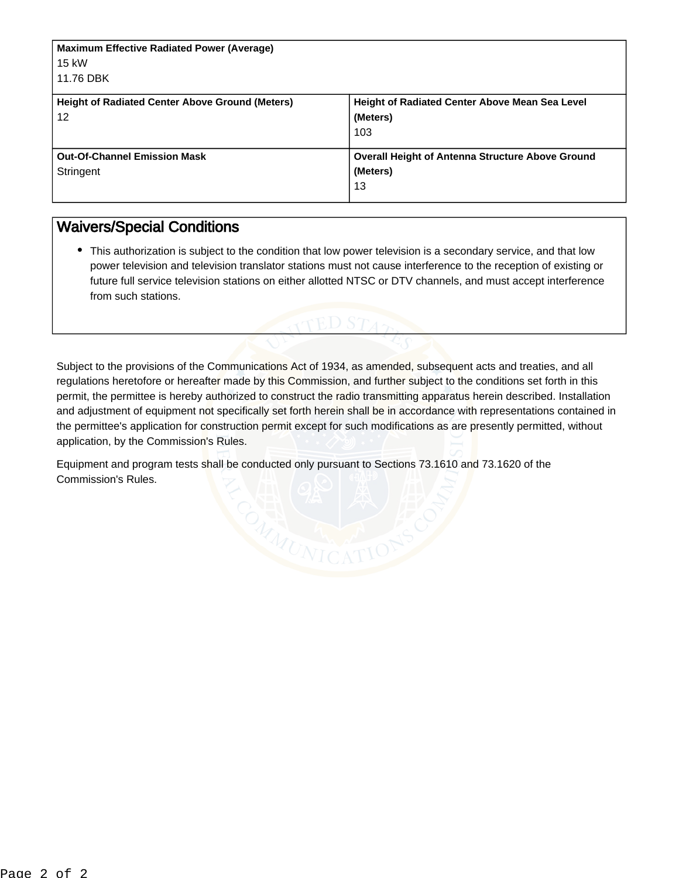| | |
|---|---|
| **Maximum Effective Radiated Power (Average)**<br>15 kW<br>11.76 DBK | |
| **Height of Radiated Center Above Ground (Meters)**<br>12 | **Height of Radiated Center Above Mean Sea Level (Meters)**<br>103 |
| **Out-Of-Channel Emission Mask**<br>Stringent | **Overall Height of Antenna Structure Above Ground (Meters)**<br>13 |

## Waivers/Special Conditions

- This authorization is subject to the condition that low power television is a secondary service, and that low power television and television translator stations must not cause interference to the reception of existing or future full service television stations on either allotted NTSC or DTV channels, and must accept interference from such stations.

Subject to the provisions of the Communications Act of 1934, as amended, subsequent acts and treaties, and all regulations heretofore or hereafter made by this Commission, and further subject to the conditions set forth in this permit, the permittee is hereby authorized to construct the radio transmitting apparatus herein described. Installation and adjustment of equipment not specifically set forth herein shall be in accordance with representations contained in the permittee's application for construction permit except for such modifications as are presently permitted, without application, by the Commission's Rules.

Equipment and program tests shall be conducted only pursuant to Sections 73.1610 and 73.1620 of the Commission's Rules.